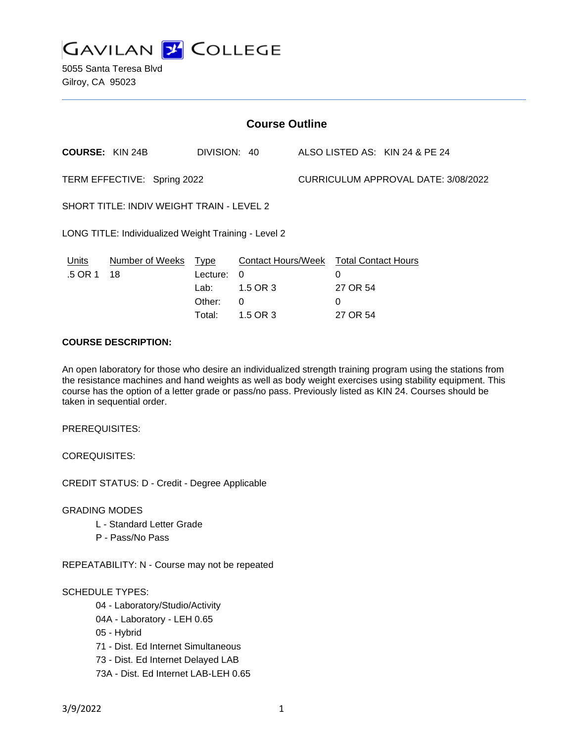# GAVILAN COLLEGE

5055 Santa Teresa Blvd
Gilroy, CA 95023

## Course Outline

**COURSE:** KIN 24B DIVISION: 40 ALSO LISTED AS: KIN 24 & PE 24

TERM EFFECTIVE: Spring 2022 CURRICULUM APPROVAL DATE: 3/08/2022

SHORT TITLE: INDIV WEIGHT TRAIN - LEVEL 2

LONG TITLE: Individualized Weight Training - Level 2

| Units | Number of Weeks | Type | Contact Hours/Week | Total Contact Hours |
|---|---|---|---|---|
| .5 OR 1 | 18 | Lecture: | 0 | 0 |
| | | Lab: | 1.5 OR 3 | 27 OR 54 |
| | | Other: | 0 | 0 |
| | | Total: | 1.5 OR 3 | 27 OR 54 |

**COURSE DESCRIPTION:**

An open laboratory for those who desire an individualized strength training program using the stations from the resistance machines and hand weights as well as body weight exercises using stability equipment. This course has the option of a letter grade or pass/no pass. Previously listed as KIN 24. Courses should be taken in sequential order.

PREREQUISITES:

COREQUISITES:

CREDIT STATUS: D - Credit - Degree Applicable

GRADING MODES

- L - Standard Letter Grade
- P - Pass/No Pass

REPEATABILITY: N - Course may not be repeated

SCHEDULE TYPES:

- 04 - Laboratory/Studio/Activity
- 04A - Laboratory - LEH 0.65
- 05 - Hybrid
- 71 - Dist. Ed Internet Simultaneous
- 73 - Dist. Ed Internet Delayed LAB
- 73A - Dist. Ed Internet LAB-LEH 0.65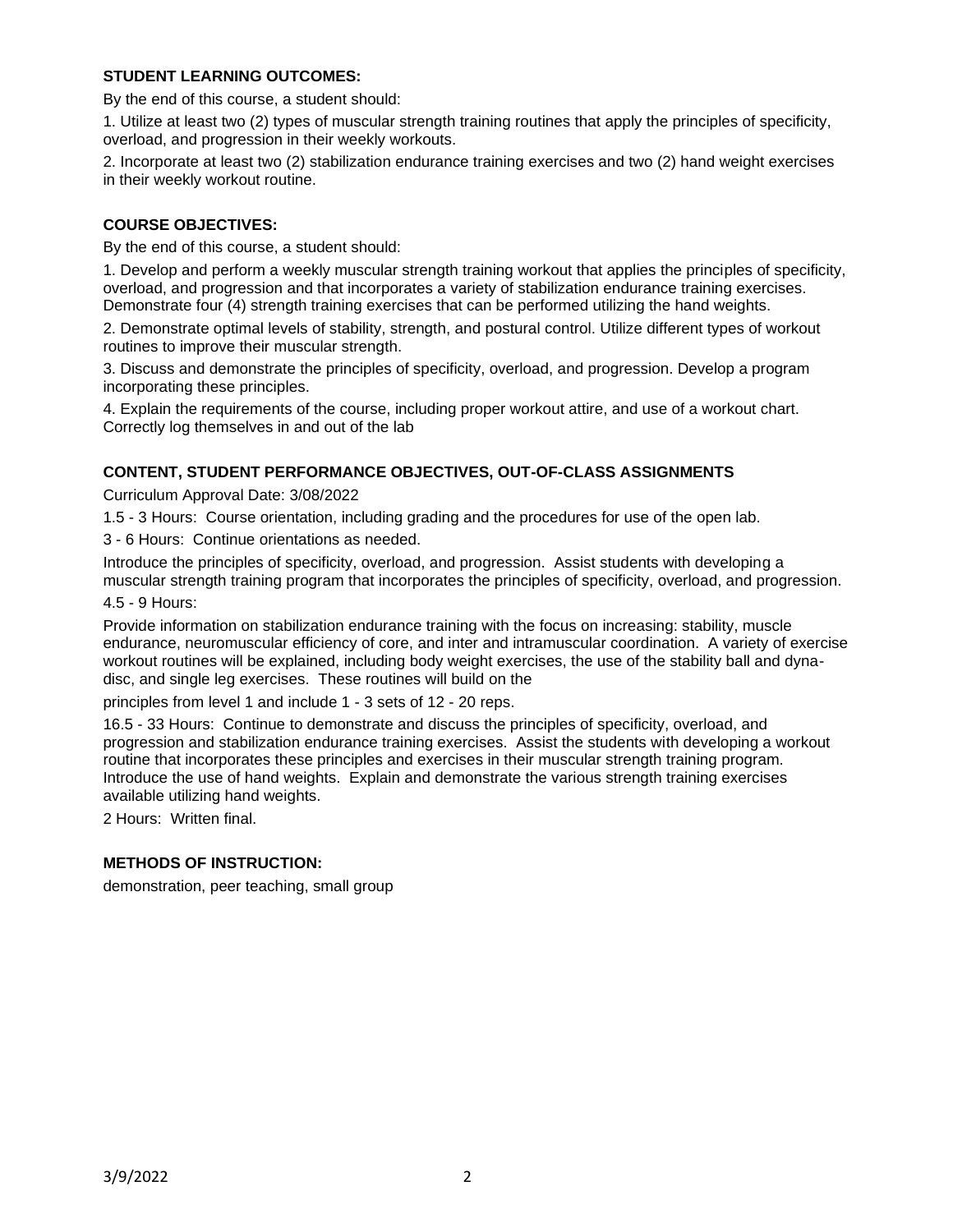**STUDENT LEARNING OUTCOMES:**

By the end of this course, a student should:

1. Utilize at least two (2) types of muscular strength training routines that apply the principles of specificity, overload, and progression in their weekly workouts.

2. Incorporate at least two (2) stabilization endurance training exercises and two (2) hand weight exercises in their weekly workout routine.

**COURSE OBJECTIVES:**

By the end of this course, a student should:

1. Develop and perform a weekly muscular strength training workout that applies the principles of specificity, overload, and progression and that incorporates a variety of stabilization endurance training exercises. Demonstrate four (4) strength training exercises that can be performed utilizing the hand weights.

2. Demonstrate optimal levels of stability, strength, and postural control. Utilize different types of workout routines to improve their muscular strength.

3. Discuss and demonstrate the principles of specificity, overload, and progression. Develop a program incorporating these principles.

4. Explain the requirements of the course, including proper workout attire, and use of a workout chart. Correctly log themselves in and out of the lab

**CONTENT, STUDENT PERFORMANCE OBJECTIVES, OUT-OF-CLASS ASSIGNMENTS**

Curriculum Approval Date: 3/08/2022

1.5 - 3 Hours: Course orientation, including grading and the procedures for use of the open lab.

3 - 6 Hours: Continue orientations as needed.

Introduce the principles of specificity, overload, and progression. Assist students with developing a muscular strength training program that incorporates the principles of specificity, overload, and progression.

4.5 - 9 Hours:

Provide information on stabilization endurance training with the focus on increasing: stability, muscle endurance, neuromuscular efficiency of core, and inter and intramuscular coordination. A variety of exercise workout routines will be explained, including body weight exercises, the use of the stability ball and dyna-disc, and single leg exercises. These routines will build on the

principles from level 1 and include 1 - 3 sets of 12 - 20 reps.

16.5 - 33 Hours: Continue to demonstrate and discuss the principles of specificity, overload, and progression and stabilization endurance training exercises. Assist the students with developing a workout routine that incorporates these principles and exercises in their muscular strength training program. Introduce the use of hand weights. Explain and demonstrate the various strength training exercises available utilizing hand weights.

2 Hours: Written final.

**METHODS OF INSTRUCTION:**

demonstration, peer teaching, small group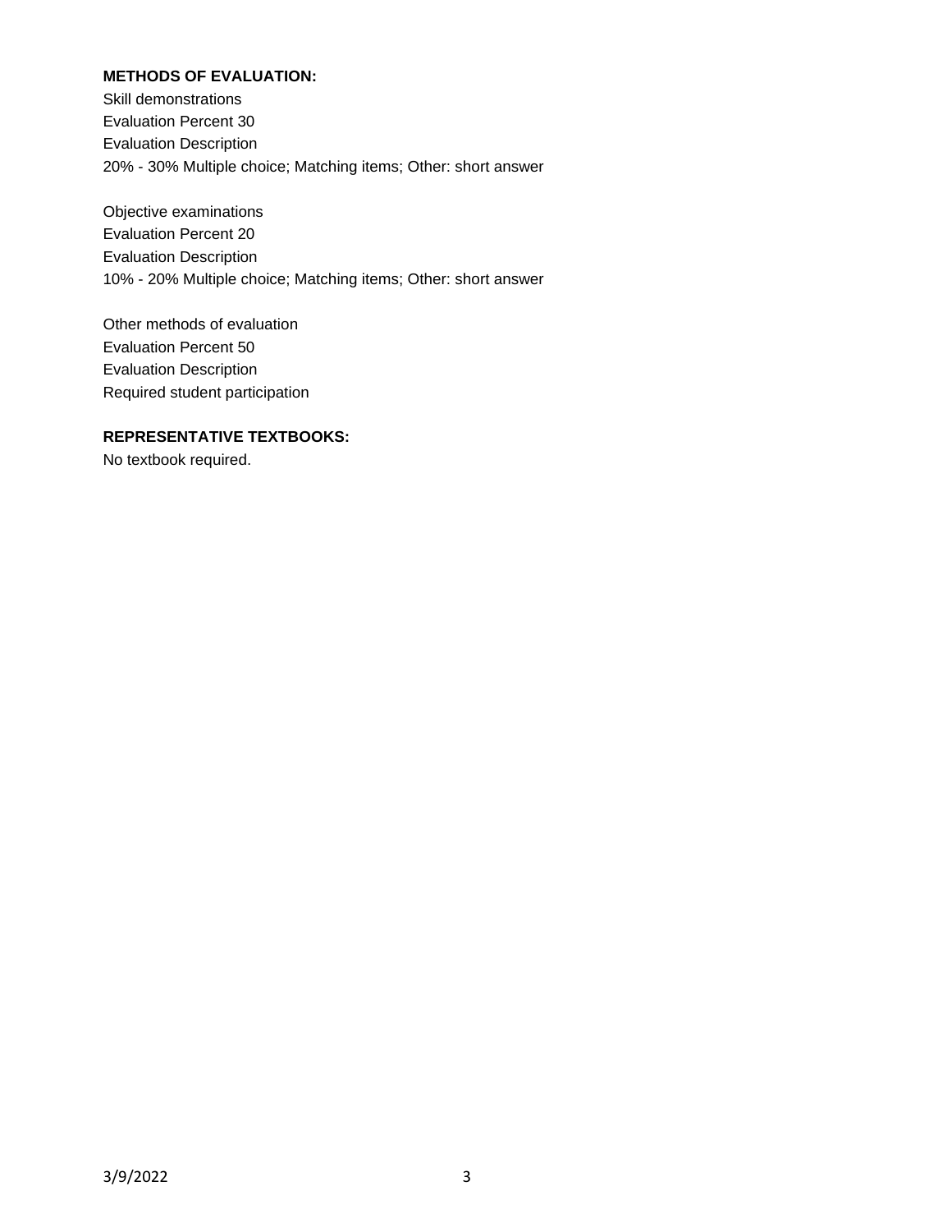**METHODS OF EVALUATION:**

Skill demonstrations
Evaluation Percent 30
Evaluation Description
20% - 30% Multiple choice; Matching items; Other: short answer

Objective examinations
Evaluation Percent 20
Evaluation Description
10% - 20% Multiple choice; Matching items; Other: short answer

Other methods of evaluation
Evaluation Percent 50
Evaluation Description
Required student participation

**REPRESENTATIVE TEXTBOOKS:**

No textbook required.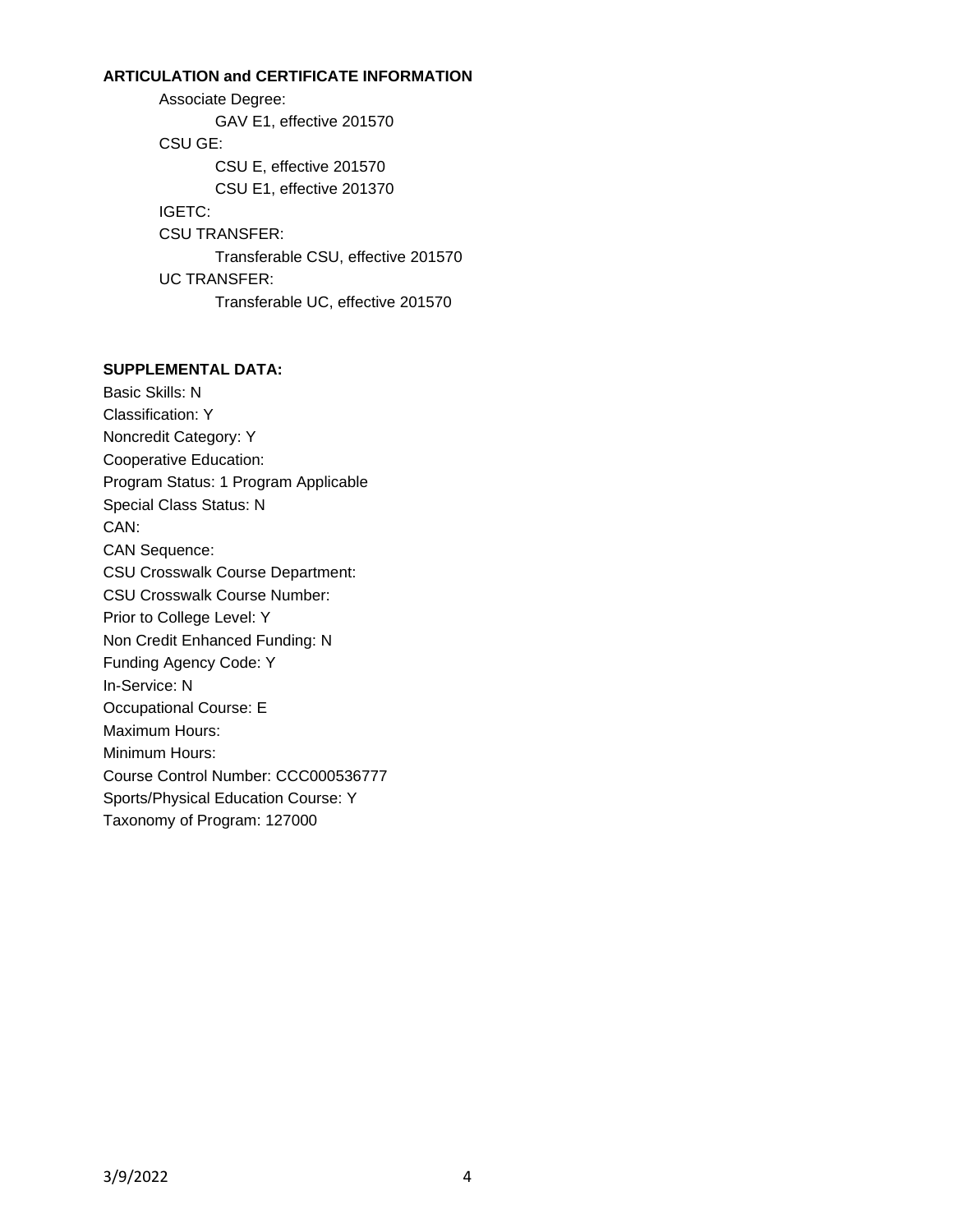**ARTICULATION and CERTIFICATE INFORMATION**

Associate Degree:

GAV E1, effective 201570

CSU GE:

CSU E, effective 201570

CSU E1, effective 201370

IGETC:

CSU TRANSFER:

Transferable CSU, effective 201570

UC TRANSFER:

Transferable UC, effective 201570

**SUPPLEMENTAL DATA:**

Basic Skills: N

Classification: Y

Noncredit Category: Y

Cooperative Education:

Program Status: 1 Program Applicable

Special Class Status: N

CAN:

CAN Sequence:

CSU Crosswalk Course Department:

CSU Crosswalk Course Number:

Prior to College Level: Y

Non Credit Enhanced Funding: N

Funding Agency Code: Y

In-Service: N

Occupational Course: E

Maximum Hours:

Minimum Hours:

Course Control Number: CCC000536777

Sports/Physical Education Course: Y

Taxonomy of Program: 127000